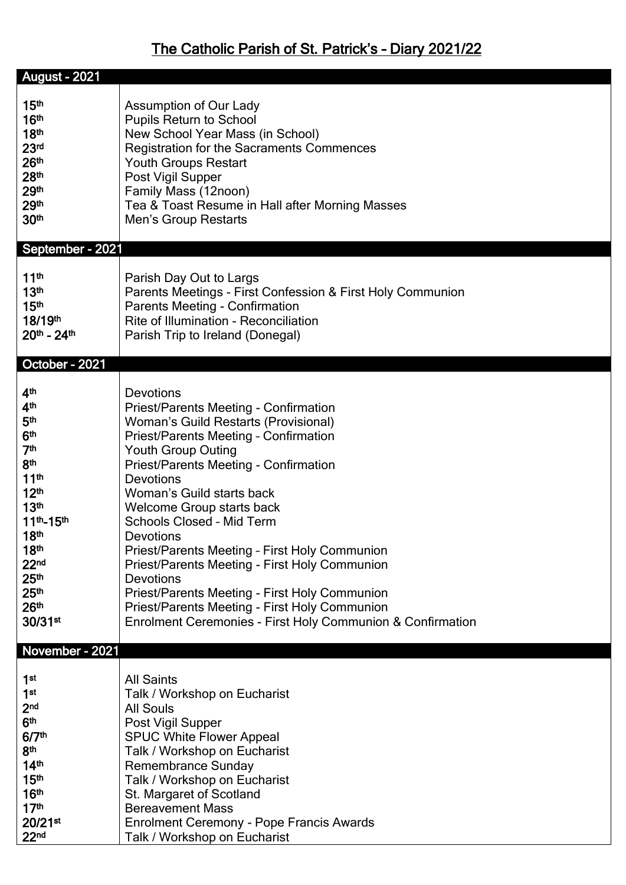# The Catholic Parish of St. Patrick's – Diary 2021/22

| August - 2021 | |
|---|---|
| 15th | Assumption of Our Lady |
| 16th | Pupils Return to School |
| 18th | New School Year Mass (in School) |
| 23rd | Registration for the Sacraments Commences |
| 26th | Youth Groups Restart |
| 28th | Post Vigil Supper |
| 29th | Family Mass (12noon) |
| 29th | Tea & Toast Resume in Hall after Morning Masses |
| 30th | Men's Group Restarts |

| September - 2021 | |
|---|---|
| 11th | Parish Day Out to Largs |
| 13th | Parents Meetings - First Confession & First Holy Communion |
| 15th | Parents Meeting - Confirmation |
| 18/19th | Rite of Illumination - Reconciliation |
| 20th - 24th | Parish Trip to Ireland (Donegal) |

| October - 2021 | |
|---|---|
| 4th | Devotions |
| 4th | Priest/Parents Meeting - Confirmation |
| 5th | Woman's Guild Restarts (Provisional) |
| 6th | Priest/Parents Meeting – Confirmation |
| 7th | Youth Group Outing |
| 8th | Priest/Parents Meeting - Confirmation |
| 11th | Devotions |
| 12th | Woman's Guild starts back |
| 13th | Welcome Group starts back |
| 11th-15th | Schools Closed – Mid Term |
| 18th | Devotions |
| 18th | Priest/Parents Meeting – First Holy Communion |
| 22nd | Priest/Parents Meeting - First Holy Communion |
| 25th | Devotions |
| 25th | Priest/Parents Meeting - First Holy Communion |
| 26th | Priest/Parents Meeting - First Holy Communion |
| 30/31st | Enrolment Ceremonies - First Holy Communion & Confirmation |

| November - 2021 | |
|---|---|
| 1st | All Saints |
| 1st | Talk / Workshop on Eucharist |
| 2nd | All Souls |
| 6th | Post Vigil Supper |
| 6/7th | SPUC White Flower Appeal |
| 8th | Talk / Workshop on Eucharist |
| 14th | Remembrance Sunday |
| 15th | Talk / Workshop on Eucharist |
| 16th | St. Margaret of Scotland |
| 17th | Bereavement Mass |
| 20/21st | Enrolment Ceremony - Pope Francis Awards |
| 22nd | Talk / Workshop on Eucharist |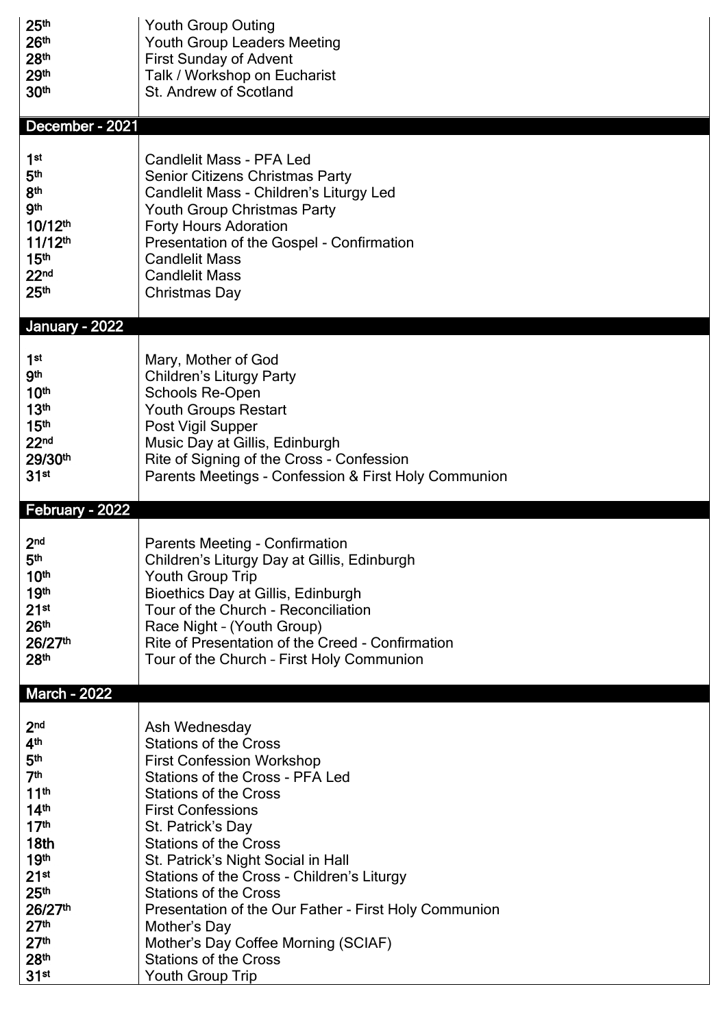| | |
|---|---|
| 25th | Youth Group Outing |
| 26th | Youth Group Leaders Meeting |
| 28th | First Sunday of Advent |
| 29th | Talk / Workshop on Eucharist |
| 30th | St. Andrew of Scotland |

## December - 2021

| | |
|---|---|
| 1st | Candlelit Mass - PFA Led |
| 5th | Senior Citizens Christmas Party |
| 8th | Candlelit Mass - Children's Liturgy Led |
| 9th | Youth Group Christmas Party |
| 10/12th | Forty Hours Adoration |
| 11/12th | Presentation of the Gospel - Confirmation |
| 15th | Candlelit Mass |
| 22nd | Candlelit Mass |
| 25th | Christmas Day |

## January - 2022

| | |
|---|---|
| 1st | Mary, Mother of God |
| 9th | Children's Liturgy Party |
| 10th | Schools Re-Open |
| 13th | Youth Groups Restart |
| 15th | Post Vigil Supper |
| 22nd | Music Day at Gillis, Edinburgh |
| 29/30th | Rite of Signing of the Cross - Confession |
| 31st | Parents Meetings - Confession & First Holy Communion |

## February - 2022

| | |
|---|---|
| 2nd | Parents Meeting - Confirmation |
| 5th | Children's Liturgy Day at Gillis, Edinburgh |
| 10th | Youth Group Trip |
| 19th | Bioethics Day at Gillis, Edinburgh |
| 21st | Tour of the Church - Reconciliation |
| 26th | Race Night – (Youth Group) |
| 26/27th | Rite of Presentation of the Creed - Confirmation |
| 28th | Tour of the Church – First Holy Communion |

## March - 2022

| | |
|---|---|
| 2nd | Ash Wednesday |
| 4th | Stations of the Cross |
| 5th | First Confession Workshop |
| 7th | Stations of the Cross - PFA Led |
| 11th | Stations of the Cross |
| 14th | First Confessions |
| 17th | St. Patrick's Day |
| 18th | Stations of the Cross |
| 19th | St. Patrick's Night Social in Hall |
| 21st | Stations of the Cross - Children's Liturgy |
| 25th | Stations of the Cross |
| 26/27th | Presentation of the Our Father - First Holy Communion |
| 27th | Mother's Day |
| 27th | Mother's Day Coffee Morning (SCIAF) |
| 28th | Stations of the Cross |
| 31st | Youth Group Trip |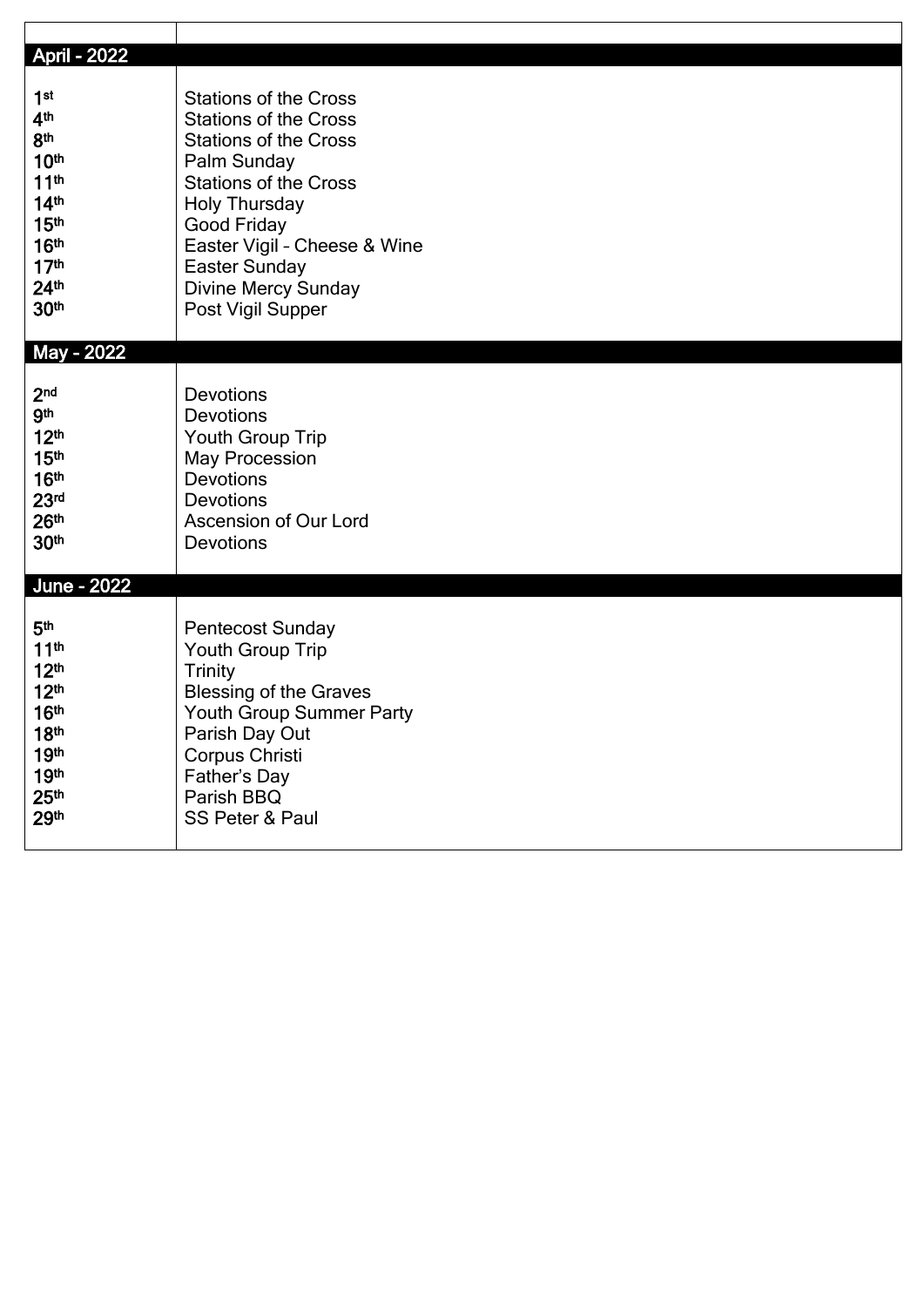| | |
|---|---|
| **April - 2022** | |
| 1st | Stations of the Cross |
| 4th | Stations of the Cross |
| 8th | Stations of the Cross |
| 10th | Palm Sunday |
| 11th | Stations of the Cross |
| 14th | Holy Thursday |
| 15th | Good Friday |
| 16th | Easter Vigil – Cheese & Wine |
| 17th | Easter Sunday |
| 24th | Divine Mercy Sunday |
| 30th | Post Vigil Supper |
| **May - 2022** | |
| 2nd | Devotions |
| 9th | Devotions |
| 12th | Youth Group Trip |
| 15th | May Procession |
| 16th | Devotions |
| 23rd | Devotions |
| 26th | Ascension of Our Lord |
| 30th | Devotions |
| **June - 2022** | |
| 5th | Pentecost Sunday |
| 11th | Youth Group Trip |
| 12th | Trinity |
| 12th | Blessing of the Graves |
| 16th | Youth Group Summer Party |
| 18th | Parish Day Out |
| 19th | Corpus Christi |
| 19th | Father's Day |
| 25th | Parish BBQ |
| 29th | SS Peter & Paul |